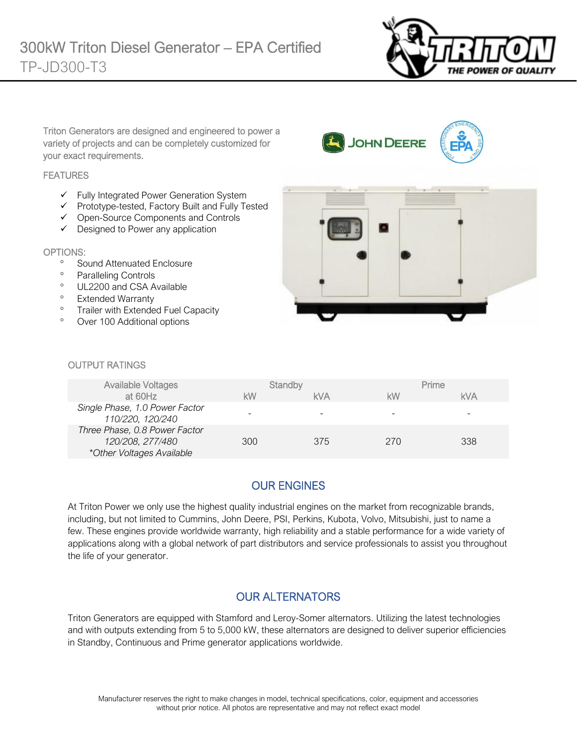# 300kW Triton Diesel Generator – EPA Certified

## TP-JD300-T3

Triton Generators are designed and engineered to power a variety of projects and can be completely customized for your exact requirements.

### FEATURES

- ✓ Fully Integrated Power Generation System
- ✓ Prototype-tested, Factory Built and Fully Tested
- ✓ Open-Source Components and Controls
- ✓ Designed to Power any application

### OPTIONS:

- Sound Attenuated Enclosure
- Paralleling Controls
- UL2200 and CSA Available
- Extended Warranty
- Trailer with Extended Fuel Capacity
- Over 100 Additional options

### OUTPUT RATINGS

| Available Voltages at 60Hz | Standby | | Prime | |
|---|---|---|---|---|
| | kW | kVA | kW | kVA |
| *Single Phase, 1.0 Power Factor 110/220, 120/240* | - | - | - | - |
| *Three Phase, 0.8 Power Factor 120/208, 277/480 \*Other Voltages Available* | 300 | 375 | 270 | 338 |

## OUR ENGINES

At Triton Power we only use the highest quality industrial engines on the market from recognizable brands, including, but not limited to Cummins, John Deere, PSI, Perkins, Kubota, Volvo, Mitsubishi, just to name a few. These engines provide worldwide warranty, high reliability and a stable performance for a wide variety of applications along with a global network of part distributors and service professionals to assist you throughout the life of your generator.

## OUR ALTERNATORS

Triton Generators are equipped with Stamford and Leroy-Somer alternators. Utilizing the latest technologies and with outputs extending from 5 to 5,000 kW, these alternators are designed to deliver superior efficiencies in Standby, Continuous and Prime generator applications worldwide.

Manufacturer reserves the right to make changes in model, technical specifications, color, equipment and accessories without prior notice. All photos are representative and may not reflect exact model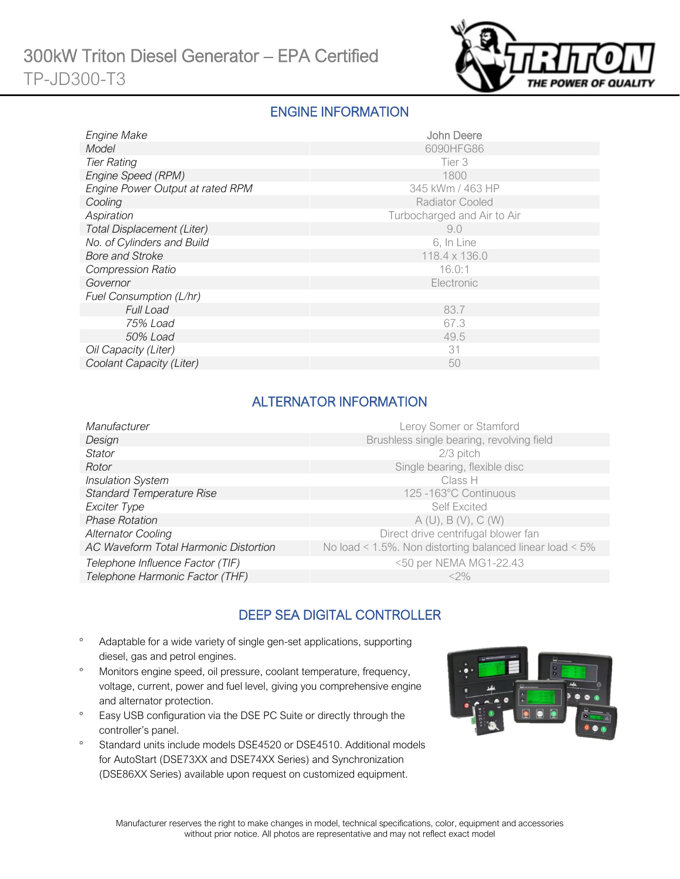# 300kW Triton Diesel Generator – EPA Certified

TP-JD300-T3

## ENGINE INFORMATION

| | |
|---|---|
| *Engine Make* | John Deere |
| *Model* | 6090HFG86 |
| *Tier Rating* | Tier 3 |
| *Engine Speed (RPM)* | 1800 |
| *Engine Power Output at rated RPM* | 345 kWm / 463 HP |
| *Cooling* | Radiator Cooled |
| *Aspiration* | Turbocharged and Air to Air |
| *Total Displacement (Liter)* | 9.0 |
| *No. of Cylinders and Build* | 6, In Line |
| *Bore and Stroke* | 118.4 x 136.0 |
| *Compression Ratio* | 16.0:1 |
| *Governor* | Electronic |
| *Fuel Consumption (L/hr)* | |
| *Full Load* | 83.7 |
| *75% Load* | 67.3 |
| *50% Load* | 49.5 |
| *Oil Capacity (Liter)* | 31 |
| *Coolant Capacity (Liter)* | 50 |

## ALTERNATOR INFORMATION

| | |
|---|---|
| *Manufacturer* | Leroy Somer or Stamford |
| *Design* | Brushless single bearing, revolving field |
| *Stator* | 2/3 pitch |
| *Rotor* | Single bearing, flexible disc |
| *Insulation System* | Class H |
| *Standard Temperature Rise* | 125 -163°C Continuous |
| *Exciter Type* | Self Excited |
| *Phase Rotation* | A (U), B (V), C (W) |
| *Alternator Cooling* | Direct drive centrifugal blower fan |
| *AC Waveform Total Harmonic Distortion* | No load < 1.5%. Non distorting balanced linear load < 5% |
| *Telephone Influence Factor (TIF)* | <50 per NEMA MG1-22.43 |
| *Telephone Harmonic Factor (THF)* | <2% |

## DEEP SEA DIGITAL CONTROLLER

- Adaptable for a wide variety of single gen-set applications, supporting diesel, gas and petrol engines.
- Monitors engine speed, oil pressure, coolant temperature, frequency, voltage, current, power and fuel level, giving you comprehensive engine and alternator protection.
- Easy USB configuration via the DSE PC Suite or directly through the controller's panel.
- Standard units include models DSE4520 or DSE4510. Additional models for AutoStart (DSE73XX and DSE74XX Series) and Synchronization (DSE86XX Series) available upon request on customized equipment.

Manufacturer reserves the right to make changes in model, technical specifications, color, equipment and accessories without prior notice. All photos are representative and may not reflect exact model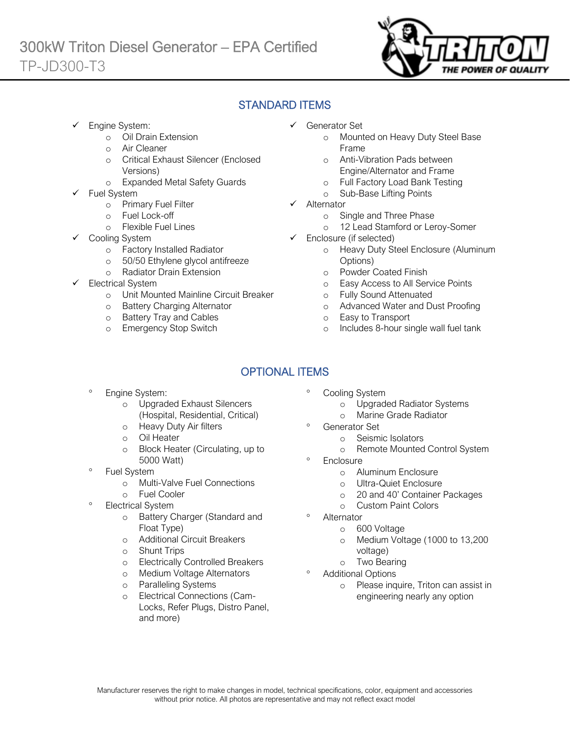# 300kW Triton Diesel Generator – EPA Certified

TP-JD300-T3

## STANDARD ITEMS

- ✓ Engine System:
  - Oil Drain Extension
  - Air Cleaner
  - Critical Exhaust Silencer (Enclosed Versions)
  - Expanded Metal Safety Guards
- ✓ Fuel System
  - Primary Fuel Filter
  - Fuel Lock-off
  - Flexible Fuel Lines
- ✓ Cooling System
  - Factory Installed Radiator
  - 50/50 Ethylene glycol antifreeze
  - Radiator Drain Extension
- ✓ Electrical System
  - Unit Mounted Mainline Circuit Breaker
  - Battery Charging Alternator
  - Battery Tray and Cables
  - Emergency Stop Switch
- ✓ Generator Set
  - Mounted on Heavy Duty Steel Base Frame
  - Anti-Vibration Pads between Engine/Alternator and Frame
  - Full Factory Load Bank Testing
  - Sub-Base Lifting Points
- ✓ Alternator
  - Single and Three Phase
  - 12 Lead Stamford or Leroy-Somer
- ✓ Enclosure (if selected)
  - Heavy Duty Steel Enclosure (Aluminum Options)
  - Powder Coated Finish
  - Easy Access to All Service Points
  - Fully Sound Attenuated
  - Advanced Water and Dust Proofing
  - Easy to Transport
  - Includes 8-hour single wall fuel tank

## OPTIONAL ITEMS

- Engine System:
  - Upgraded Exhaust Silencers (Hospital, Residential, Critical)
  - Heavy Duty Air filters
  - Oil Heater
  - Block Heater (Circulating, up to 5000 Watt)
- Fuel System
  - Multi-Valve Fuel Connections
  - Fuel Cooler
- Electrical System
  - Battery Charger (Standard and Float Type)
  - Additional Circuit Breakers
  - Shunt Trips
  - Electrically Controlled Breakers
  - Medium Voltage Alternators
  - Paralleling Systems
  - Electrical Connections (Cam-Locks, Refer Plugs, Distro Panel, and more)
- Cooling System
  - Upgraded Radiator Systems
  - Marine Grade Radiator
- Generator Set
  - Seismic Isolators
  - Remote Mounted Control System
- Enclosure
  - Aluminum Enclosure
  - Ultra-Quiet Enclosure
  - 20 and 40' Container Packages
  - Custom Paint Colors
- Alternator
  - 600 Voltage
  - Medium Voltage (1000 to 13,200 voltage)
  - Two Bearing
- Additional Options
  - Please inquire, Triton can assist in engineering nearly any option

Manufacturer reserves the right to make changes in model, technical specifications, color, equipment and accessories without prior notice. All photos are representative and may not reflect exact model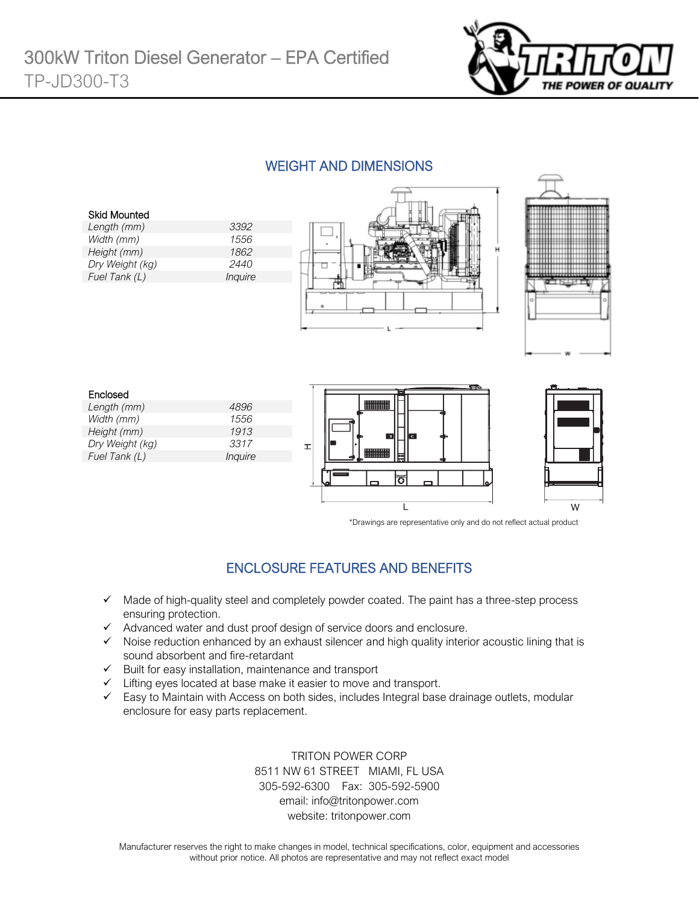# WEIGHT AND DIMENSIONS

| Skid Mounted | |
|---|---|
| *Length (mm)* | *3392* |
| *Width (mm)* | *1556* |
| *Height (mm)* | *1862* |
| *Dry Weight (kg)* | *2440* |
| *Fuel Tank (L)* | *Inquire* |

H

L

W

| Enclosed | |
|---|---|
| *Length (mm)* | *4896* |
| *Width (mm)* | *1556* |
| *Height (mm)* | *1913* |
| *Dry Weight (kg)* | *3317* |
| *Fuel Tank (L)* | *Inquire* |

H

L

W

*Drawings are representative only and do not reflect actual product

# ENCLOSURE FEATURES AND BENEFITS

- ✓ Made of high-quality steel and completely powder coated. The paint has a three-step process ensuring protection.
- ✓ Advanced water and dust proof design of service doors and enclosure.
- ✓ Noise reduction enhanced by an exhaust silencer and high quality interior acoustic lining that is sound absorbent and fire-retardant
- ✓ Built for easy installation, maintenance and transport
- ✓ Lifting eyes located at base make it easier to move and transport.
- ✓ Easy to Maintain with Access on both sides, includes Integral base drainage outlets, modular enclosure for easy parts replacement.

TRITON POWER CORP
8511 NW 61 STREET MIAMI, FL USA
305-592-6300 Fax: 305-592-5900
email: info@tritonpower.com
website: tritonpower.com

Manufacturer reserves the right to make changes in model, technical specifications, color, equipment and accessories without prior notice. All photos are representative and may not reflect exact model